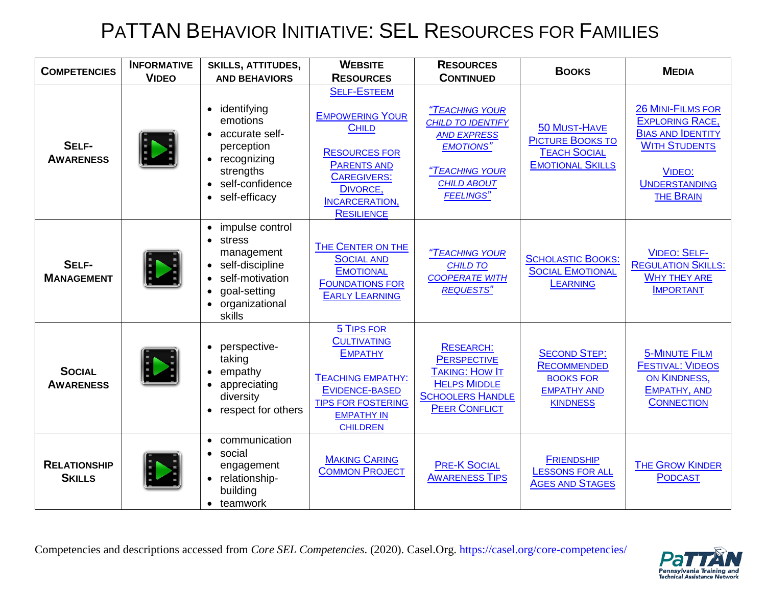# PaTTAN Behavior Initiative: SEL Resources for Families

| Competencies | Informative Video | Skills, Attitudes, and Behaviors | Website Resources | Resources Continued | Books | Media |
|---|---|---|---|---|---|---|
| **Self-Awareness** | | • identifying emotions<br>• accurate self-perception<br>• recognizing strengths<br>• self-confidence<br>• self-efficacy | Self-Esteem<br><br>Empowering Your Child<br><br>Resources for Parents and Caregivers: Divorce, Incarceration, Resilience | *"Teaching Your Child to Identify and Express Emotions"*<br><br>*"Teaching Your Child About Feelings"* | 50 Must-Have Picture Books to Teach Social Emotional Skills | 26 Mini-Films for Exploring Race, Bias and Identity With Students<br><br>Video: Understanding the Brain |
| **Self-Management** | | • impulse control<br>• stress management<br>• self-discipline<br>• self-motivation<br>• goal-setting<br>• organizational skills | The Center on the Social and Emotional Foundations for Early Learning | *"Teaching Your Child to Cooperate with Requests"* | Scholastic Books: Social Emotional Learning | Video: Self-Regulation Skills: Why They Are Important |
| **Social Awareness** | | • perspective-taking<br>• empathy<br>• appreciating diversity<br>• respect for others | 5 Tips for Cultivating Empathy<br><br>Teaching Empathy: Evidence-Based Tips for Fostering Empathy in Children | Research: Perspective Taking: How It Helps Middle Schoolers Handle Peer Conflict | Second Step: Recommended Books for Empathy and Kindness | 5-Minute Film Festival: Videos on Kindness, Empathy, and Connection |
| **Relationship Skills** | | • communication<br>• social engagement<br>• relationship-building<br>• teamwork | Making Caring Common Project | Pre-K Social Awareness Tips | Friendship Lessons for All Ages and Stages | The Grow Kinder Podcast |

Competencies and descriptions accessed from *Core SEL Competencies*. (2020). Casel.Org. https://casel.org/core-competencies/

PaTTAN Pennsylvania Training and Technical Assistance Network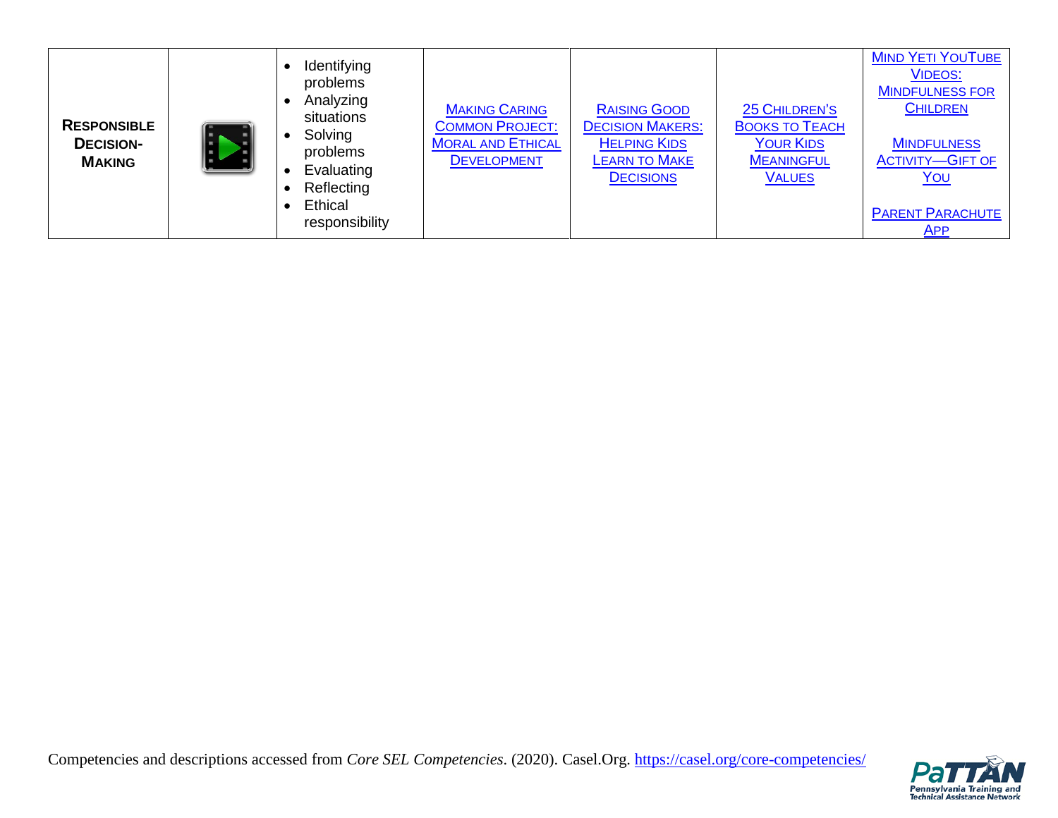| | | | | | | |
|---|---|---|---|---|---|---|
| **Responsible Decision-Making** | | • Identifying problems<br>• Analyzing situations<br>• Solving problems<br>• Evaluating<br>• Reflecting<br>• Ethical responsibility | Making Caring Common Project: Moral and Ethical Development | Raising Good Decision Makers: Helping Kids Learn to Make Decisions | 25 Children's Books to Teach Your Kids Meaningful Values | Mind Yeti YouTube Videos: Mindfulness for Children<br><br>Mindfulness Activity—Gift of You<br><br>Parent Parachute App |

Competencies and descriptions accessed from *Core SEL Competencies*. (2020). Casel.Org. https://casel.org/core-competencies/